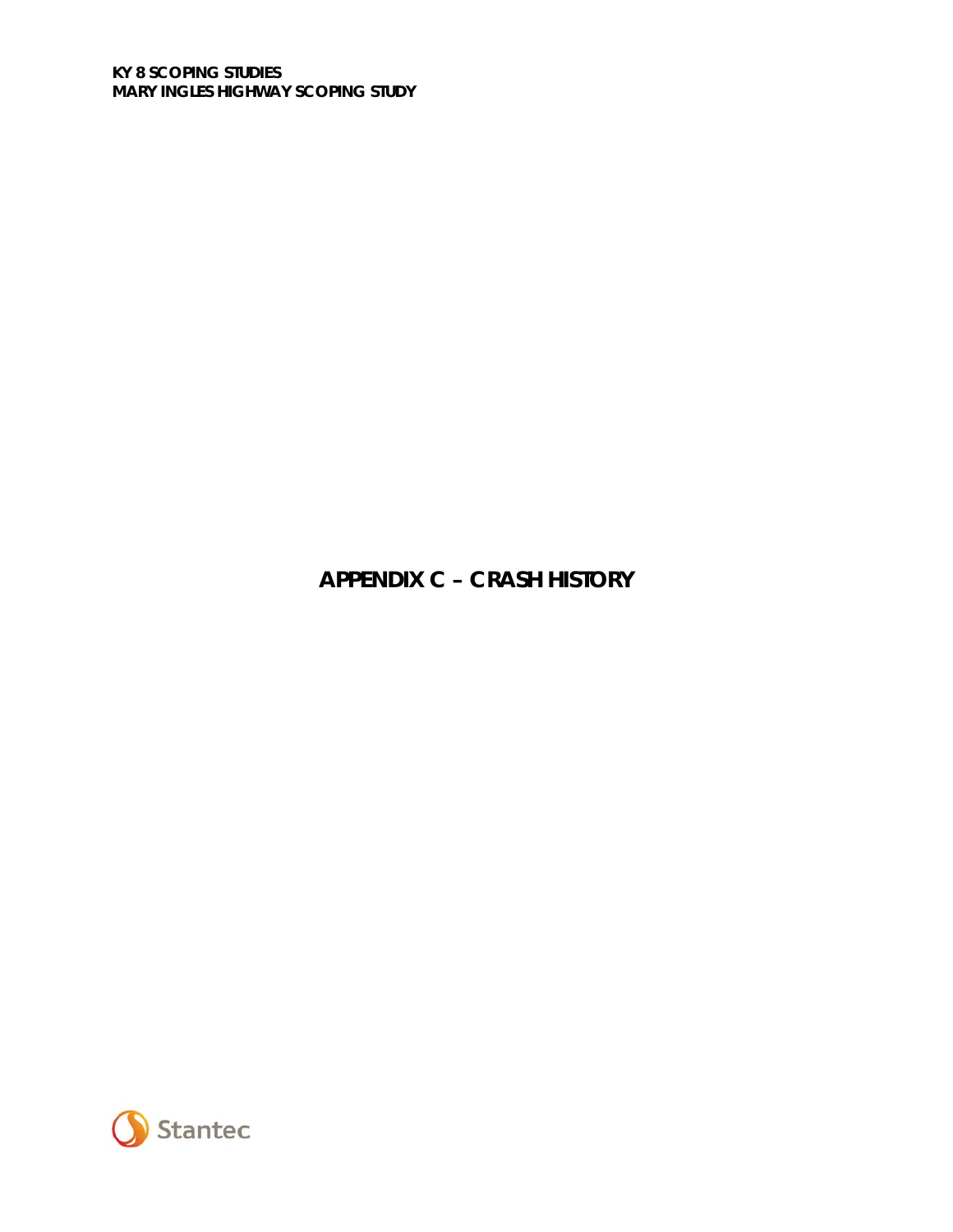# APPENDIX C – CRASH HISTORY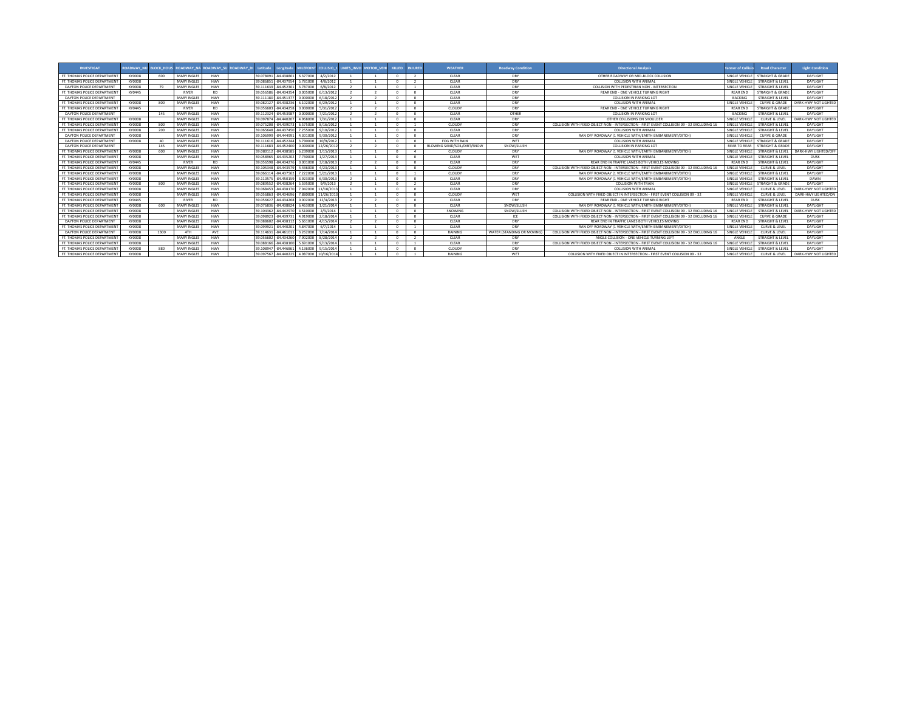| INVESTIGAT | ROADWAY_NU | BLOCK_HOUS | ROADWAY_NA | ROADWAY_SU | ROADWAY_DI | Latitude | Longitude | MILEPOINT | COLLISIO_1 | UNITS_INVO | MOTOR_VEHI | KILLED | INJURED | WEATHER | Roadway Condition | Directional Analysis | Manner of Collision | Road Character | Light Condition |
|---|---|---|---|---|---|---|---|---|---|---|---|---|---|---|---|---|---|---|---|
| FT. THOMAS POLICE DEPARTMENT | KY0008 | 600 | MARY INGLES | HWY | | 39.078091 | -84.438801 | 6.377000 | 4/2/2012 | 1 | 1 | 0 | 2 | CLEAR | DRY | OTHER ROADWAY OR MID-BLOCK COLLISION | SINGLE VEHICLE | STRAIGHT & GRADE | DAYLIGHT |
| FT. THOMAS POLICE DEPARTMENT | KY0008 | | MARY INGLES | HWY | | 39.086851 | -84.437954 | 5.781000 | 4/8/2012 | 1 | 1 | 0 | 2 | CLEAR | DRY | COLLISION WITH ANIMAL | SINGLE VEHICLE | STRAIGHT & LEVEL | DAYLIGHT |
| DAYTON POLICE DEPARTMENT | KY0008 | 79 | MARY INGLES | HWY | | 39.111639 | -84.452301 | 3.787000 | 6/8/2012 | 2 | 1 | 0 | 1 | CLEAR | DRY | COLLISION WITH PEDESTRIAN NON - INTERSECTION | SINGLE VEHICLE | STRAIGHT & LEVEL | DAYLIGHT |
| FT. THOMAS POLICE DEPARTMENT | KY0445 | | RIVER | RD | | 39.056586 | -84.434354 | 0.005000 | 6/13/2012 | 2 | 2 | 0 | 0 | CLEAR | DRY | REAR END - ONE VEHICLE TURNING RIGHT | REAR END | STRAIGHT & GRADE | DAYLIGHT |
| DAYTON POLICE DEPARTMENT | | | MARY INGLES | HWY | | 39.111180 | -84.451377 | 0.000000 | 6/18/2012 | 2 | 2 | 0 | 0 | CLEAR | DRY | COLLISION IN PARKING LOT | BACKING | STRAIGHT & LEVEL | DAYLIGHT |
| FT. THOMAS POLICE DEPARTMENT | KY0008 | 800 | MARY INGLES | HWY | | 39.082127 | -84.438236 | 6.102000 | 6/29/2012 | 1 | 1 | 0 | 0 | CLEAR | DRY | COLLISION WITH ANIMAL | SINGLE VEHICLE | CURVE & GRADE | DARK-HWY NOT LIGHTED |
| FT. THOMAS POLICE DEPARTMENT | KY0445 | | RIVER | RD | | 39.056603 | -84.434258 | 0.000000 | 5/31/2012 | 2 | 2 | 0 | 0 | CLOUDY | DRY | REAR END - ONE VEHICLE TURNING RIGHT | REAR END | STRAIGHT & GRADE | DAYLIGHT |
| DAYTON POLICE DEPARTMENT | | 145 | MARY INGLES | HWY | | 39.112324 | -84.453987 | 0.000000 | 7/21/2012 | 2 | 2 | 0 | 0 | CLEAR | OTHER | COLLISION IN PARKING LOT | BACKING | STRAIGHT & LEVEL | DAYLIGHT |
| FT. THOMAS POLICE DEPARTMENT | KY0008 | | MARY INGLES | HWY | | 39.097874 | -84.440207 | 4.968000 | 7/31/2012 | 1 | 1 | 0 | 0 | CLEAR | DRY | OTHER COLLISIONS ON SHOULDER | SINGLE VEHICLE | CURVE & LEVEL | DARK-HWY NOT LIGHTED |
| FT. THOMAS POLICE DEPARTMENT | KY0008 | 800 | MARY INGLES | HWY | | 39.075208 | -84.439073 | 6.575000 | 8/16/2012 | 1 | 1 | 0 | 1 | CLOUDY | DRY | COLLISION WITH FIXED OBJECT NON - INTERSECTION - FIRST EVENT COLLISION 09 - 32 EXCLUDING 16 | SINGLE VEHICLE | STRAIGHT & LEVEL | DAYLIGHT |
| FT. THOMAS POLICE DEPARTMENT | KY0008 | 200 | MARY INGLES | HWY | | 39.065648 | -84.437450 | 7.255000 | 9/10/2012 | 1 | 1 | 0 | 0 | CLEAR | DRY | COLLISION WITH ANIMAL | SINGLE VEHICLE | STRAIGHT & LEVEL | DAYLIGHT |
| DAYTON POLICE DEPARTMENT | KY0008 | | MARY INGLES | HWY | | 39.106999 | -84.444991 | 4.301000 | 9/30/2012 | 1 | 1 | 0 | 0 | CLEAR | DRY | RAN OFF ROADWAY (1 VEHICLE WITH/EARTH EMBANKMENT/DITCH) | SINGLE VEHICLE | CURVE & GRADE | DAYLIGHT |
| DAYTON POLICE DEPARTMENT | KY0008 | 40 | MARY INGLES | HWY | | 39.111616 | -84.452244 | 3.790000 | 10/9/2012 | 1 | 1 | 0 | 0 | FOG WITH RAIN | WET | COLLISION WITH ANIMAL | SINGLE VEHICLE | STRAIGHT & GRADE | DAYLIGHT |
| DAYTON POLICE DEPARTMENT | | 145 | MARY INGLES | HWY | | 39.111683 | -84.452400 | 0.000000 | 12/26/2012 | 2 | 2 | 0 | 0 | BLOWING SAND/SOIL/DIRT/SNOW | SNOW/SLUSH | COLLISION IN PARKING LOT | REAR TO REAR | STRAIGHT & GRADE | DAYLIGHT |
| FT. THOMAS POLICE DEPARTMENT | KY0008 | 600 | MARY INGLES | HWY | | 39.080112 | -84.438585 | 6.239000 | 1/15/2013 | 1 | 1 | 0 | 4 | CLOUDY | DRY | RAN OFF ROADWAY (1 VEHICLE WITH/EARTH EMBANKMENT/DITCH) | SINGLE VEHICLE | STRAIGHT & LEVEL | DARK-HWY LIGHTED/OFF |
| FT. THOMAS POLICE DEPARTMENT | KY0008 | | MARY INGLES | HWY | | 39.058965 | -84.435202 | 7.730000 | 1/27/2013 | 1 | 1 | 0 | 0 | CLEAR | WET | COLLISION WITH ANIMAL | SINGLE VEHICLE | STRAIGHT & LEVEL | DUSK |
| FT. THOMAS POLICE DEPARTMENT | KY0445 | | RIVER | RD | | 39.056598 | -84.434276 | 0.001000 | 3/18/2013 | 2 | 2 | 0 | 0 | CLEAR | DRY | REAR END IN TRAFFIC LANES BOTH VEHICLES MOVING | REAR END | STRAIGHT & LEVEL | DAYLIGHT |
| FT. THOMAS POLICE DEPARTMENT | KY0008 | | MARY INGLES | HWY | | 39.105348 | -84.443579 | 4.436000 | 4/23/2013 | 1 | 1 | 0 | 0 | CLOUDY | DRY | COLLISION WITH FIXED OBJECT NON - INTERSECTION - FIRST EVENT COLLISION 09 - 32 EXCLUDING 16 | SINGLE VEHICLE | CURVE & LEVEL | DAYLIGHT |
| FT. THOMAS POLICE DEPARTMENT | KY0008 | | MARY INGLES | HWY | | 39.066114 | -84.437562 | 7.222000 | 5/21/2013 | 1 | 1 | 0 | 1 | CLOUDY | DRY | RAN OFF ROADWAY (1 VEHICLE WITH/EARTH EMBANKMENT/DITCH) | SINGLE VEHICLE | STRAIGHT & LEVEL | DAYLIGHT |
| FT. THOMAS POLICE DEPARTMENT | KY0008 | | MARY INGLES | HWY | | 39.110575 | -84.450159 | 3.923000 | 6/30/2013 | 2 | 1 | 0 | 0 | CLEAR | DRY | RAN OFF ROADWAY (1 VEHICLE WITH/EARTH EMBANKMENT/DITCH) | SINGLE VEHICLE | STRAIGHT & LEVEL | DAWN |
| FT. THOMAS POLICE DEPARTMENT | KY0008 | 800 | MARY INGLES | HWY | | 39.080552 | -84.438264 | 5.595000 | 9/9/2013 | 2 | 1 | 0 | 2 | CLEAR | DRY | COLLISION WITH TRAIN | SINGLE VEHICLE | STRAIGHT & GRADE | DAYLIGHT |
| FT. THOMAS POLICE DEPARTMENT | KY0008 | | MARY INGLES | HWY | | 39.068453 | -84.438170 | 7.042000 | 11/18/2013 | 1 | 1 | 0 | 0 | CLEAR | DRY | COLLISION WITH ANIMAL | SINGLE VEHICLE | CURVE & LEVEL | DARK-HWY NOT LIGHTED |
| FT. THOMAS POLICE DEPARTMENT | KY0008 | | MARY INGLES | HWY | | 39.056863 | -84.434696 | 7.880000 | 11/26/2013 | 1 | 1 | 0 | 0 | CLOUDY | WET | COLLISION WITH FIXED OBJECT IN INTERSECTION - FIRST EVENT COLLISION 09 - 32 | SINGLE VEHICLE | CURVE & LEVEL | DARK-HWY LIGHTED/ON |
| FT. THOMAS POLICE DEPARTMENT | KY0445 | | RIVER | RD | | 39.056627 | -84.434268 | 0.002000 | 12/4/2013 | 2 | 2 | 0 | 0 | CLEAR | DRY | REAR END - ONE VEHICLE TURNING RIGHT | REAR END | STRAIGHT & LEVEL | DUSK |
| FT. THOMAS POLICE DEPARTMENT | KY0008 | 600 | MARY INGLES | HWY | | 39.076836 | -84.438824 | 6.463000 | 1/21/2014 | 1 | 1 | 0 | 0 | CLEAR | SNOW/SLUSH | RAN OFF ROADWAY (1 VEHICLE WITH/EARTH EMBANKMENT/DITCH) | SINGLE VEHICLE | STRAIGHT & LEVEL | DAYLIGHT |
| FT. THOMAS POLICE DEPARTMENT | KY0008 | | MARY INGLES | HWY | | 39.104362 | -84.442970 | 4.510000 | 2/3/2014 | 1 | 1 | 0 | 0 | SNOWING | SNOW/SLUSH | COLLISION WITH FIXED OBJECT NON - INTERSECTION - FIRST EVENT COLLISION 09 - 32 EXCLUDING 16 | SINGLE VEHICLE | STRAIGHT & LEVEL | DARK-HWY NOT LIGHTED |
| FT. THOMAS POLICE DEPARTMENT | KY0008 | | MARY INGLES | HWY | | 39.098923 | -84.439731 | 4.919000 | 2/18/2014 | 1 | 1 | 0 | 0 | CLEAR | ICE | COLLISION WITH FIXED OBJECT NON - INTERSECTION - FIRST EVENT COLLISION 09 - 32 EXCLUDING 16 | SINGLE VEHICLE | CURVE & GRADE | DAYLIGHT |
| DAYTON POLICE DEPARTMENT | KY0008 | | MARY INGLES | HWY | | 39.088602 | -84.438112 | 5.661000 | 4/15/2014 | 2 | 2 | 0 | 0 | CLEAR | DRY | REAR END IN TRAFFIC LANES BOTH VEHICLES MOVING | REAR END | STRAIGHT & LEVEL | DAYLIGHT |
| FT. THOMAS POLICE DEPARTMENT | KY0008 | | MARY INGLES | HWY | | 39.099921 | -84.440201 | 4.847000 | 6/7/2014 | 1 | 1 | 0 | 1 | CLEAR | DRY | RAN OFF ROADWAY (1 VEHICLE WITH/EARTH EMBANKMENT/DITCH) | SINGLE VEHICLE | CURVE & LEVEL | DAYLIGHT |
| DAYTON POLICE DEPARTMENT | KY0008 | 1300 | 4TH | AVE | | 39.114631 | -84.461011 | 3.262000 | 7/14/2014 | 1 | 1 | 0 | 0 | RAINING | WATER (STANDING OR MOVING) | COLLISION WITH FIXED OBJECT NON - INTERSECTION - FIRST EVENT COLLISION 09 - 32 EXCLUDING 16 | SINGLE VEHICLE | CURVE & LEVEL | DAYLIGHT |
| FT. THOMAS POLICE DEPARTMENT | KY0008 | | MARY INGLES | HWY | | 39.056602 | -84.434260 | 7.902000 | 8/28/2014 | 2 | 2 | 0 | 2 | CLEAR | DRY | ANGLE COLLISION - ONE VEHICLE TURNING LEFT | ANGLE | STRAIGHT & LEVEL | DAYLIGHT |
| FT. THOMAS POLICE DEPARTMENT | KY0008 | | MARY INGLES | HWY | | 39.088166 | -84.438100 | 5.691000 | 9/13/2014 | 1 | 1 | 0 | 1 | CLEAR | DRY | COLLISION WITH FIXED OBJECT NON - INTERSECTION - FIRST EVENT COLLISION 09 - 32 EXCLUDING 16 | SINGLE VEHICLE | STRAIGHT & LEVEL | DAYLIGHT |
| FT. THOMAS POLICE DEPARTMENT | KY0008 | 880 | MARY INGLES | HWY | | 39.108947 | -84.446861 | 4.136000 | 9/15/2014 | 1 | 1 | 0 | 0 | CLOUDY | DRY | COLLISION WITH ANIMAL | SINGLE VEHICLE | STRAIGHT & LEVEL | DAYLIGHT |
| FT. THOMAS POLICE DEPARTMENT | KY0008 | | MARY INGLES | HWY | | 39.097567 | -84.440225 | 4.987000 | 10/16/2014 | 1 | 1 | 0 | 1 | RAINING | WET | COLLISION WITH FIXED OBJECT IN INTERSECTION - FIRST EVENT COLLISION 09 - 32 | SINGLE VEHICLE | CURVE & LEVEL | DARK-HWY NOT LIGHTED |